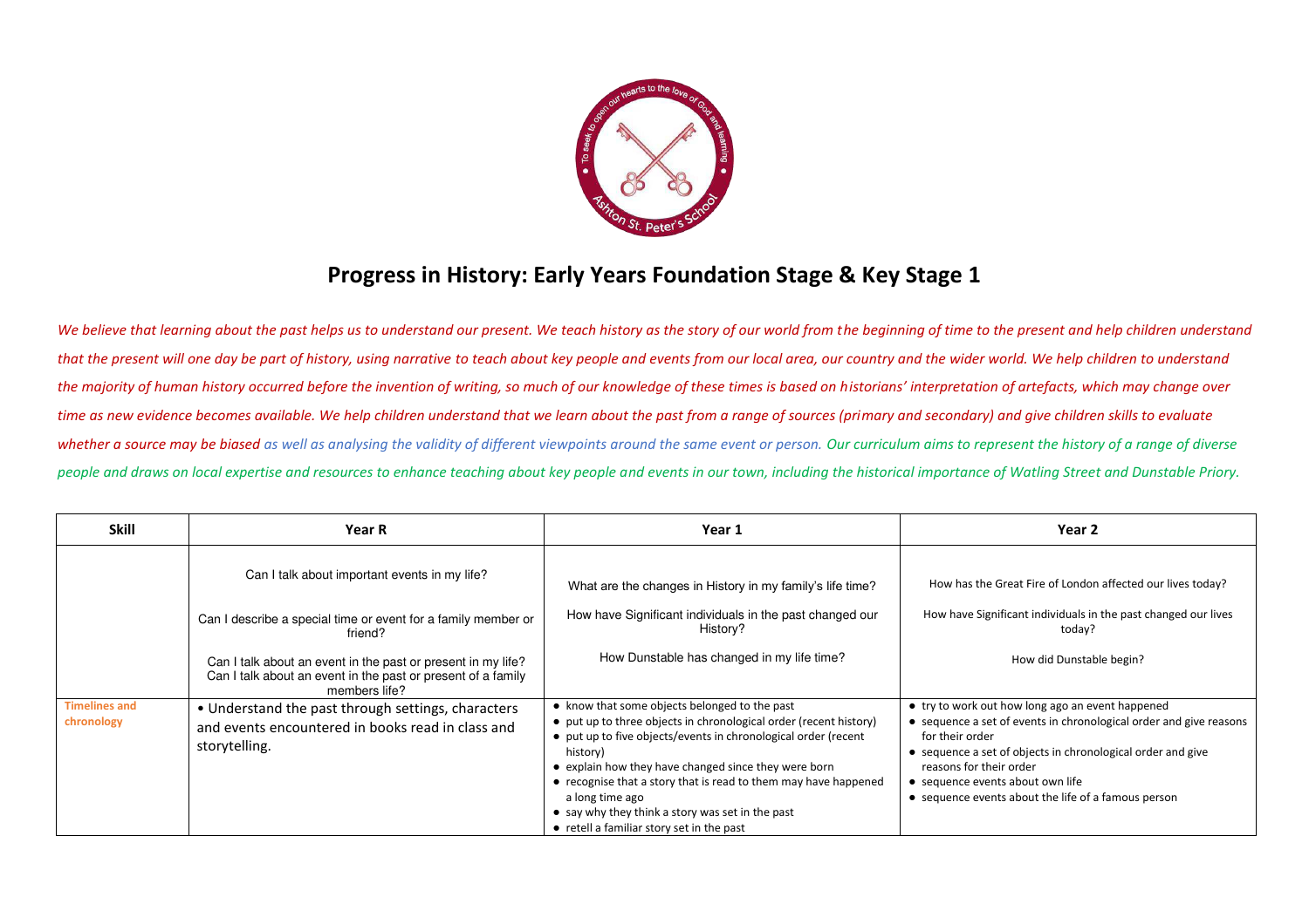# Progress in History: Early Years Foundation Stage & Key Stage 1

*We believe that learning about the past helps us to understand our present. We teach history as the story of our world from the beginning of time to the present and help children understand that the present will one day be part of history, using narrative to teach about key people and events from our local area, our country and the wider world. We help children to understand the majority of human history occurred before the invention of writing, so much of our knowledge of these times is based on historians' interpretation of artefacts, which may change over time as new evidence becomes available. We help children understand that we learn about the past from a range of sources (primary and secondary) and give children skills to evaluate whether a source may be biased as well as analysing the validity of different viewpoints around the same event or person. Our curriculum aims to represent the history of a range of diverse people and draws on local expertise and resources to enhance teaching about key people and events in our town, including the historical importance of Watling Street and Dunstable Priory.*

| Skill | Year R | Year 1 | Year 2 |
| --- | --- | --- | --- |
| | Can I talk about important events in my life?<br><br>Can I describe a special time or event for a family member or friend?<br><br>Can I talk about an event in the past or present in my life?<br>Can I talk about an event in the past or present of a family members life? | What are the changes in History in my family's life time?<br><br>How have Significant individuals in the past changed our History?<br><br>How Dunstable has changed in my life time? | How has the Great Fire of London affected our lives today?<br><br>How have Significant individuals in the past changed our lives today?<br><br>How did Dunstable begin? |
| **Timelines and chronology** | • Understand the past through settings, characters and events encountered in books read in class and storytelling. | • know that some objects belonged to the past<br>• put up to three objects in chronological order (recent history)<br>• put up to five objects/events in chronological order (recent history)<br>• explain how they have changed since they were born<br>• recognise that a story that is read to them may have happened a long time ago<br>• say why they think a story was set in the past<br>• retell a familiar story set in the past | • try to work out how long ago an event happened<br>• sequence a set of events in chronological order and give reasons for their order<br>• sequence a set of objects in chronological order and give reasons for their order<br>• sequence events about own life<br>• sequence events about the life of a famous person |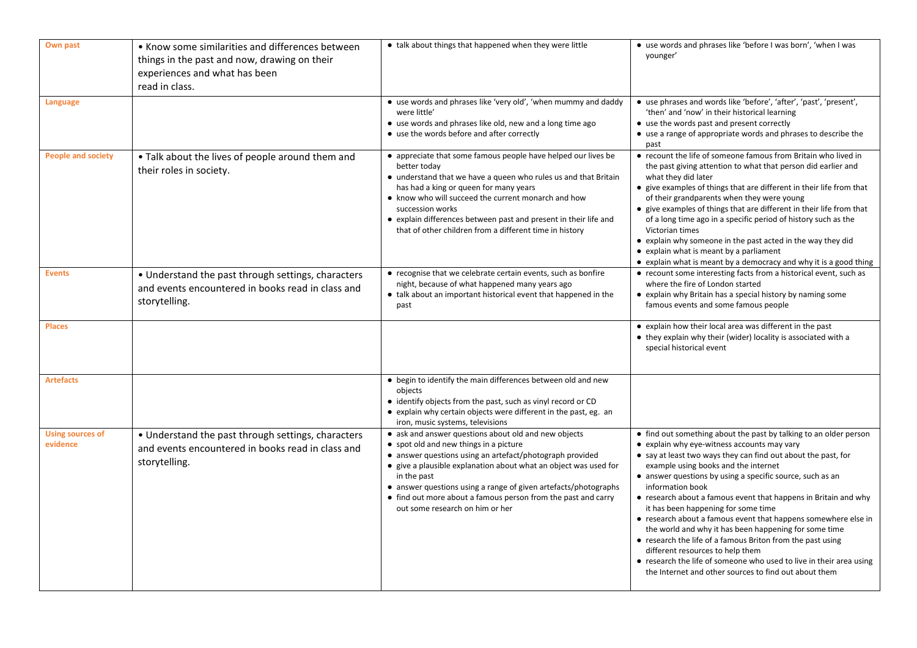| | | | |
|---|---|---|---|
| Own past | • Know some similarities and differences between things in the past and now, drawing on their experiences and what has been read in class. | • talk about things that happened when they were little | • use words and phrases like 'before I was born', 'when I was younger' |
| Language | | • use words and phrases like 'very old', 'when mummy and daddy were little'<br>• use words and phrases like old, new and a long time ago<br>• use the words before and after correctly | • use phrases and words like 'before', 'after', 'past', 'present', 'then' and 'now' in their historical learning<br>• use the words past and present correctly<br>• use a range of appropriate words and phrases to describe the past |
| People and society | • Talk about the lives of people around them and their roles in society. | • appreciate that some famous people have helped our lives be better today<br>• understand that we have a queen who rules us and that Britain has had a king or queen for many years<br>• know who will succeed the current monarch and how succession works<br>• explain differences between past and present in their life and that of other children from a different time in history | • recount the life of someone famous from Britain who lived in the past giving attention to what that person did earlier and what they did later<br>• give examples of things that are different in their life from that of their grandparents when they were young<br>• give examples of things that are different in their life from that of a long time ago in a specific period of history such as the Victorian times<br>• explain why someone in the past acted in the way they did<br>• explain what is meant by a parliament<br>• explain what is meant by a democracy and why it is a good thing |
| Events | • Understand the past through settings, characters and events encountered in books read in class and storytelling. | • recognise that we celebrate certain events, such as bonfire night, because of what happened many years ago<br>• talk about an important historical event that happened in the past | • recount some interesting facts from a historical event, such as where the fire of London started<br>• explain why Britain has a special history by naming some famous events and some famous people |
| Places | | | • explain how their local area was different in the past<br>• they explain why their (wider) locality is associated with a special historical event |
| Artefacts | | • begin to identify the main differences between old and new objects<br>• identify objects from the past, such as vinyl record or CD<br>• explain why certain objects were different in the past, eg. an iron, music systems, televisions | |
| Using sources of evidence | • Understand the past through settings, characters and events encountered in books read in class and storytelling. | • ask and answer questions about old and new objects<br>• spot old and new things in a picture<br>• answer questions using an artefact/photograph provided<br>• give a plausible explanation about what an object was used for in the past<br>• answer questions using a range of given artefacts/photographs<br>• find out more about a famous person from the past and carry out some research on him or her | • find out something about the past by talking to an older person<br>• explain why eye-witness accounts may vary<br>• say at least two ways they can find out about the past, for example using books and the internet<br>• answer questions by using a specific source, such as an information book<br>• research about a famous event that happens in Britain and why it has been happening for some time<br>• research about a famous event that happens somewhere else in the world and why it has been happening for some time<br>• research the life of a famous Briton from the past using different resources to help them<br>• research the life of someone who used to live in their area using the Internet and other sources to find out about them |